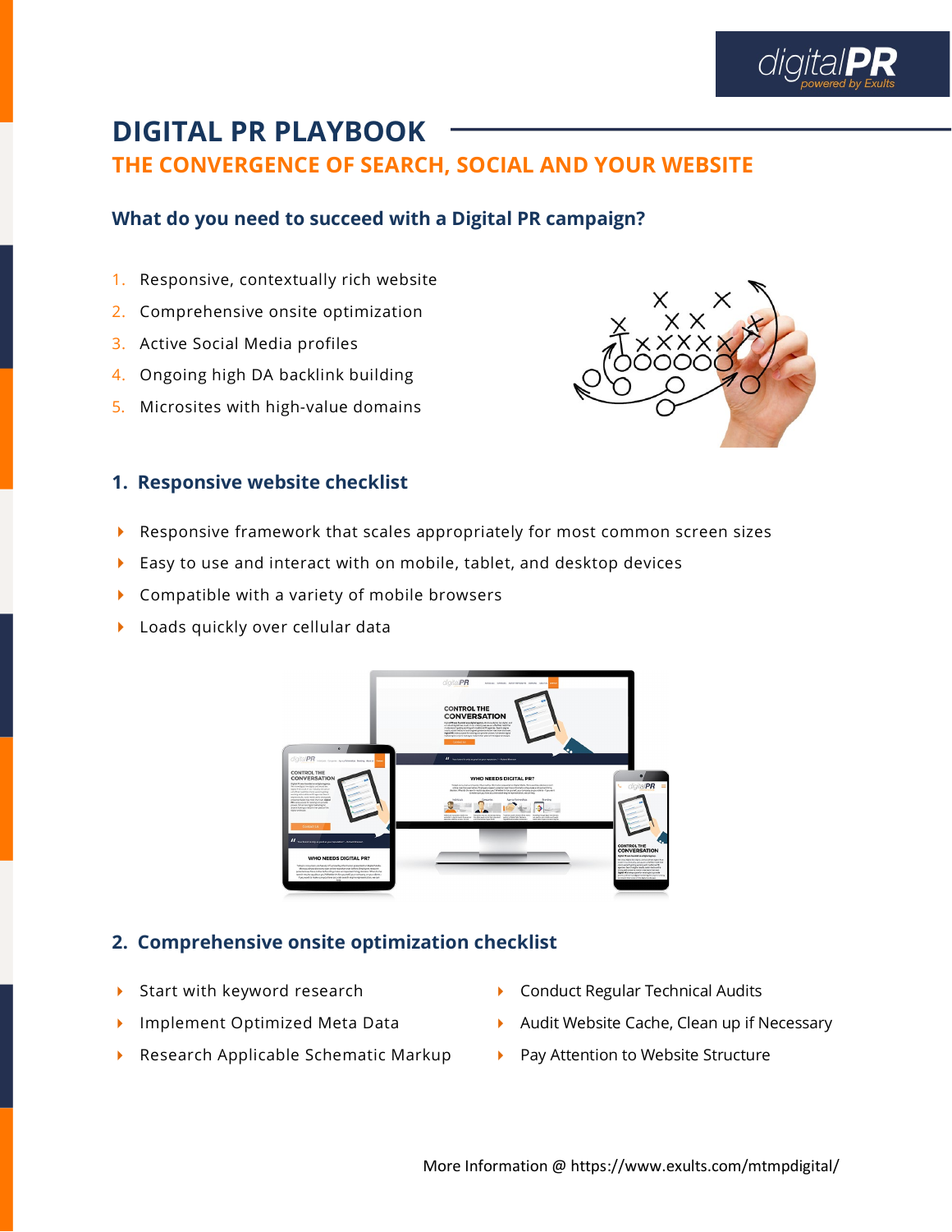digitalPR
powered by Exults

# DIGITAL PR PLAYBOOK

## THE CONVERGENCE OF SEARCH, SOCIAL AND YOUR WEBSITE

### What do you need to succeed with a Digital PR campaign?

1. Responsive, contextually rich website
2. Comprehensive onsite optimization
3. Active Social Media profiles
4. Ongoing high DA backlink building
5. Microsites with high-value domains

### 1. Responsive website checklist

- Responsive framework that scales appropriately for most common screen sizes
- Easy to use and interact with on mobile, tablet, and desktop devices
- Compatible with a variety of mobile browsers
- Loads quickly over cellular data

### 2. Comprehensive onsite optimization checklist

- Start with keyword research
- Implement Optimized Meta Data
- Research Applicable Schematic Markup
- Conduct Regular Technical Audits
- Audit Website Cache, Clean up if Necessary
- Pay Attention to Website Structure

More Information @ https://www.exults.com/mtmpdigital/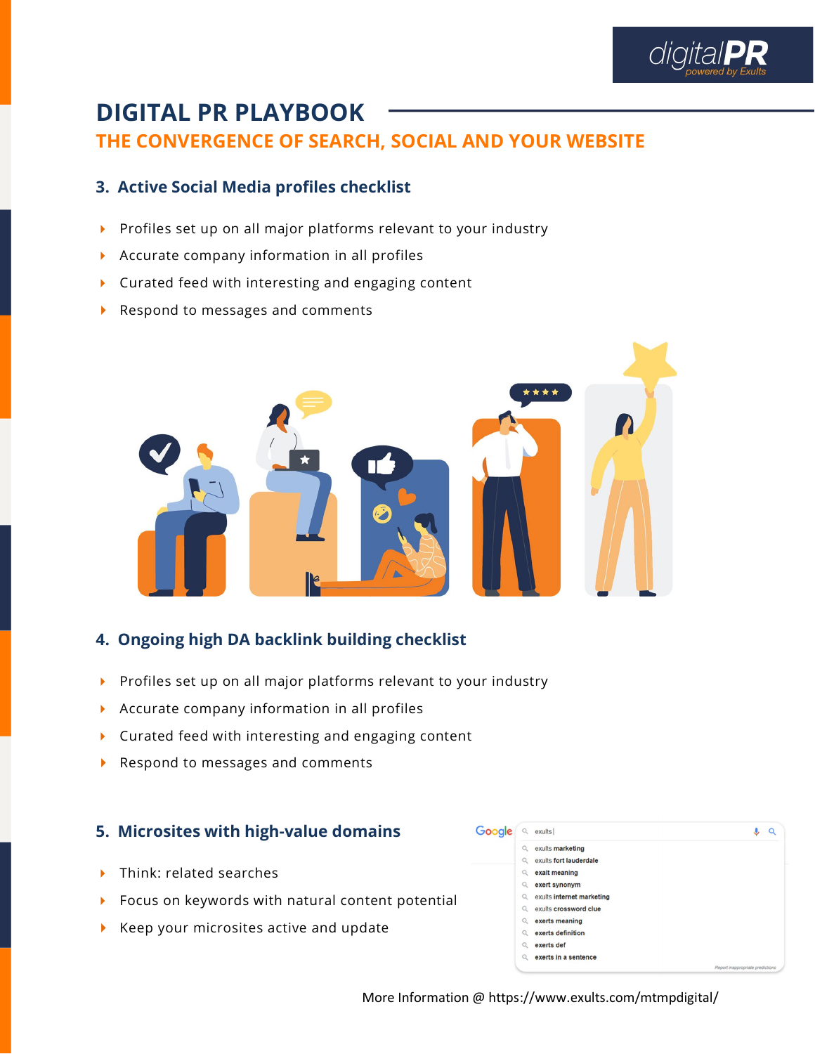# DIGITAL PR PLAYBOOK

## THE CONVERGENCE OF SEARCH, SOCIAL AND YOUR WEBSITE

### 3. Active Social Media profiles checklist

- Profiles set up on all major platforms relevant to your industry
- Accurate company information in all profiles
- Curated feed with interesting and engaging content
- Respond to messages and comments

### 4. Ongoing high DA backlink building checklist

- Profiles set up on all major platforms relevant to your industry
- Accurate company information in all profiles
- Curated feed with interesting and engaging content
- Respond to messages and comments

### 5. Microsites with high-value domains

- Think: related searches
- Focus on keywords with natural content potential
- Keep your microsites active and update

More Information @ https://www.exults.com/mtmpdigital/